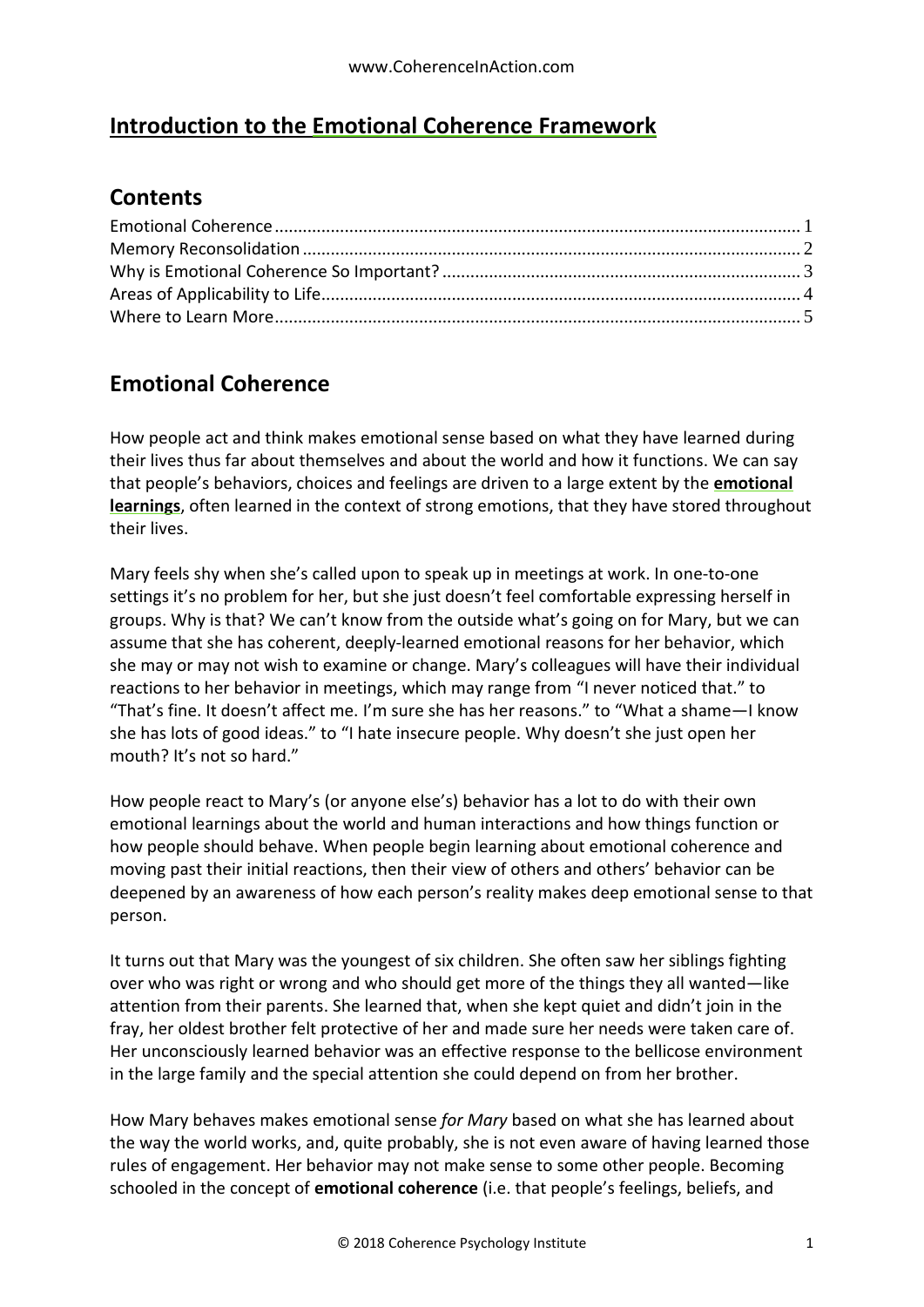# Introduction to the Emotional Coherence Framework

## Contents

Emotional Coherence ........ 1
Memory Reconsolidation ........ 2
Why is Emotional Coherence So Important? ........ 3
Areas of Applicability to Life ........ 4
Where to Learn More ........ 5

## Emotional Coherence

How people act and think makes emotional sense based on what they have learned during their lives thus far about themselves and about the world and how it functions. We can say that people's behaviors, choices and feelings are driven to a large extent by the **emotional learnings**, often learned in the context of strong emotions, that they have stored throughout their lives.

Mary feels shy when she's called upon to speak up in meetings at work. In one-to-one settings it's no problem for her, but she just doesn't feel comfortable expressing herself in groups. Why is that? We can't know from the outside what's going on for Mary, but we can assume that she has coherent, deeply-learned emotional reasons for her behavior, which she may or may not wish to examine or change. Mary's colleagues will have their individual reactions to her behavior in meetings, which may range from "I never noticed that." to "That's fine. It doesn't affect me. I'm sure she has her reasons." to "What a shame—I know she has lots of good ideas." to "I hate insecure people. Why doesn't she just open her mouth? It's not so hard."

How people react to Mary's (or anyone else's) behavior has a lot to do with their own emotional learnings about the world and human interactions and how things function or how people should behave. When people begin learning about emotional coherence and moving past their initial reactions, then their view of others and others' behavior can be deepened by an awareness of how each person's reality makes deep emotional sense to that person.

It turns out that Mary was the youngest of six children. She often saw her siblings fighting over who was right or wrong and who should get more of the things they all wanted—like attention from their parents. She learned that, when she kept quiet and didn't join in the fray, her oldest brother felt protective of her and made sure her needs were taken care of. Her unconsciously learned behavior was an effective response to the bellicose environment in the large family and the special attention she could depend on from her brother.

How Mary behaves makes emotional sense *for Mary* based on what she has learned about the way the world works, and, quite probably, she is not even aware of having learned those rules of engagement. Her behavior may not make sense to some other people. Becoming schooled in the concept of **emotional coherence** (i.e. that people's feelings, beliefs, and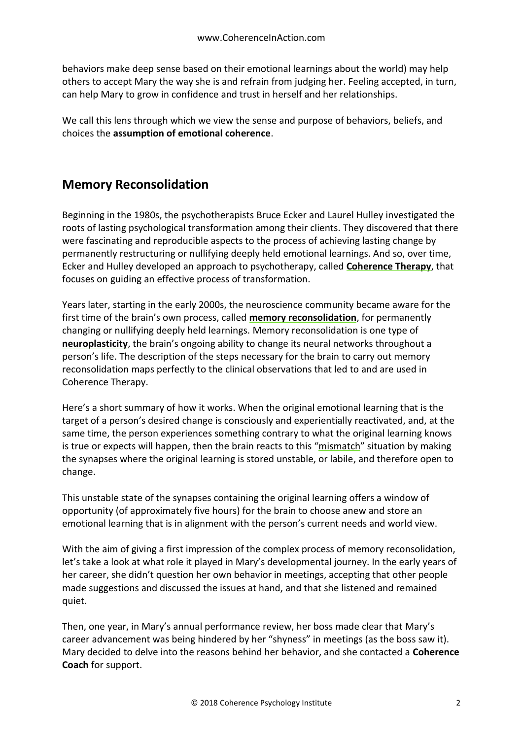behaviors make deep sense based on their emotional learnings about the world) may help others to accept Mary the way she is and refrain from judging her. Feeling accepted, in turn, can help Mary to grow in confidence and trust in herself and her relationships.

We call this lens through which we view the sense and purpose of behaviors, beliefs, and choices the **assumption of emotional coherence**.

## Memory Reconsolidation

Beginning in the 1980s, the psychotherapists Bruce Ecker and Laurel Hulley investigated the roots of lasting psychological transformation among their clients. They discovered that there were fascinating and reproducible aspects to the process of achieving lasting change by permanently restructuring or nullifying deeply held emotional learnings. And so, over time, Ecker and Hulley developed an approach to psychotherapy, called **Coherence Therapy**, that focuses on guiding an effective process of transformation.

Years later, starting in the early 2000s, the neuroscience community became aware for the first time of the brain's own process, called **memory reconsolidation**, for permanently changing or nullifying deeply held learnings. Memory reconsolidation is one type of **neuroplasticity**, the brain's ongoing ability to change its neural networks throughout a person's life. The description of the steps necessary for the brain to carry out memory reconsolidation maps perfectly to the clinical observations that led to and are used in Coherence Therapy.

Here's a short summary of how it works. When the original emotional learning that is the target of a person's desired change is consciously and experientially reactivated, and, at the same time, the person experiences something contrary to what the original learning knows is true or expects will happen, then the brain reacts to this "mismatch" situation by making the synapses where the original learning is stored unstable, or labile, and therefore open to change.

This unstable state of the synapses containing the original learning offers a window of opportunity (of approximately five hours) for the brain to choose anew and store an emotional learning that is in alignment with the person's current needs and world view.

With the aim of giving a first impression of the complex process of memory reconsolidation, let's take a look at what role it played in Mary's developmental journey. In the early years of her career, she didn't question her own behavior in meetings, accepting that other people made suggestions and discussed the issues at hand, and that she listened and remained quiet.

Then, one year, in Mary's annual performance review, her boss made clear that Mary's career advancement was being hindered by her "shyness" in meetings (as the boss saw it). Mary decided to delve into the reasons behind her behavior, and she contacted a **Coherence Coach** for support.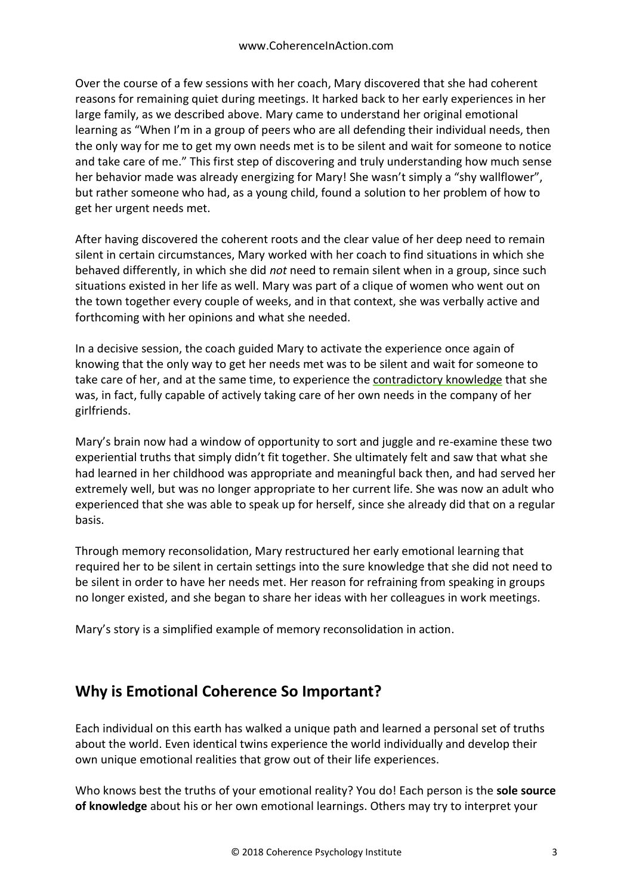Over the course of a few sessions with her coach, Mary discovered that she had coherent reasons for remaining quiet during meetings. It harked back to her early experiences in her large family, as we described above. Mary came to understand her original emotional learning as "When I'm in a group of peers who are all defending their individual needs, then the only way for me to get my own needs met is to be silent and wait for someone to notice and take care of me." This first step of discovering and truly understanding how much sense her behavior made was already energizing for Mary! She wasn't simply a "shy wallflower", but rather someone who had, as a young child, found a solution to her problem of how to get her urgent needs met.

After having discovered the coherent roots and the clear value of her deep need to remain silent in certain circumstances, Mary worked with her coach to find situations in which she behaved differently, in which she did *not* need to remain silent when in a group, since such situations existed in her life as well. Mary was part of a clique of women who went out on the town together every couple of weeks, and in that context, she was verbally active and forthcoming with her opinions and what she needed.

In a decisive session, the coach guided Mary to activate the experience once again of knowing that the only way to get her needs met was to be silent and wait for someone to take care of her, and at the same time, to experience the contradictory knowledge that she was, in fact, fully capable of actively taking care of her own needs in the company of her girlfriends.

Mary's brain now had a window of opportunity to sort and juggle and re-examine these two experiential truths that simply didn't fit together. She ultimately felt and saw that what she had learned in her childhood was appropriate and meaningful back then, and had served her extremely well, but was no longer appropriate to her current life. She was now an adult who experienced that she was able to speak up for herself, since she already did that on a regular basis.

Through memory reconsolidation, Mary restructured her early emotional learning that required her to be silent in certain settings into the sure knowledge that she did not need to be silent in order to have her needs met. Her reason for refraining from speaking in groups no longer existed, and she began to share her ideas with her colleagues in work meetings.

Mary's story is a simplified example of memory reconsolidation in action.

## Why is Emotional Coherence So Important?

Each individual on this earth has walked a unique path and learned a personal set of truths about the world. Even identical twins experience the world individually and develop their own unique emotional realities that grow out of their life experiences.

Who knows best the truths of your emotional reality? You do! Each person is the **sole source of knowledge** about his or her own emotional learnings. Others may try to interpret your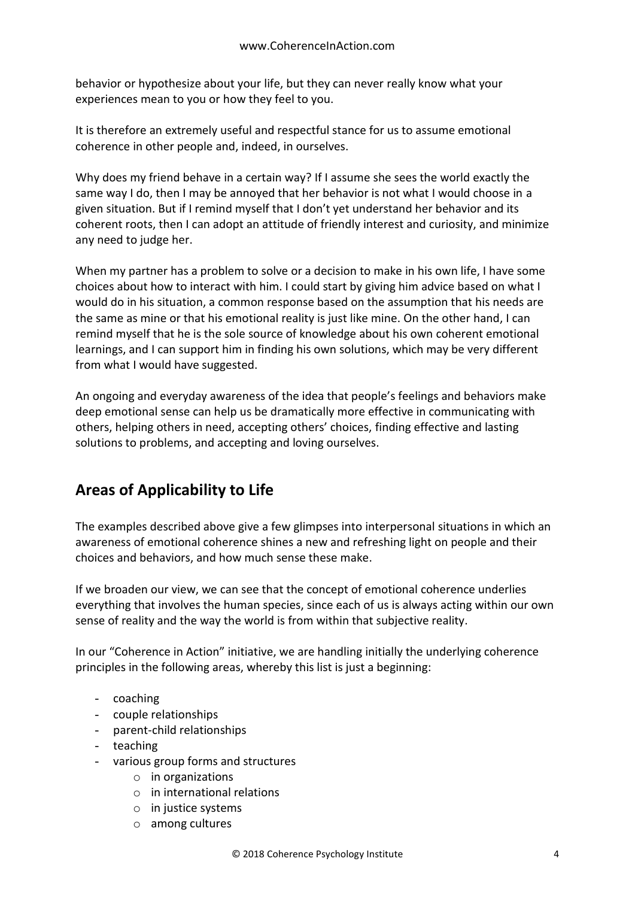behavior or hypothesize about your life, but they can never really know what your experiences mean to you or how they feel to you.

It is therefore an extremely useful and respectful stance for us to assume emotional coherence in other people and, indeed, in ourselves.

Why does my friend behave in a certain way? If I assume she sees the world exactly the same way I do, then I may be annoyed that her behavior is not what I would choose in a given situation. But if I remind myself that I don't yet understand her behavior and its coherent roots, then I can adopt an attitude of friendly interest and curiosity, and minimize any need to judge her.

When my partner has a problem to solve or a decision to make in his own life, I have some choices about how to interact with him. I could start by giving him advice based on what I would do in his situation, a common response based on the assumption that his needs are the same as mine or that his emotional reality is just like mine. On the other hand, I can remind myself that he is the sole source of knowledge about his own coherent emotional learnings, and I can support him in finding his own solutions, which may be very different from what I would have suggested.

An ongoing and everyday awareness of the idea that people's feelings and behaviors make deep emotional sense can help us be dramatically more effective in communicating with others, helping others in need, accepting others' choices, finding effective and lasting solutions to problems, and accepting and loving ourselves.

## Areas of Applicability to Life

The examples described above give a few glimpses into interpersonal situations in which an awareness of emotional coherence shines a new and refreshing light on people and their choices and behaviors, and how much sense these make.

If we broaden our view, we can see that the concept of emotional coherence underlies everything that involves the human species, since each of us is always acting within our own sense of reality and the way the world is from within that subjective reality.

In our "Coherence in Action" initiative, we are handling initially the underlying coherence principles in the following areas, whereby this list is just a beginning:

- coaching
- couple relationships
- parent-child relationships
- teaching
- various group forms and structures
    - in organizations
    - in international relations
    - in justice systems
    - among cultures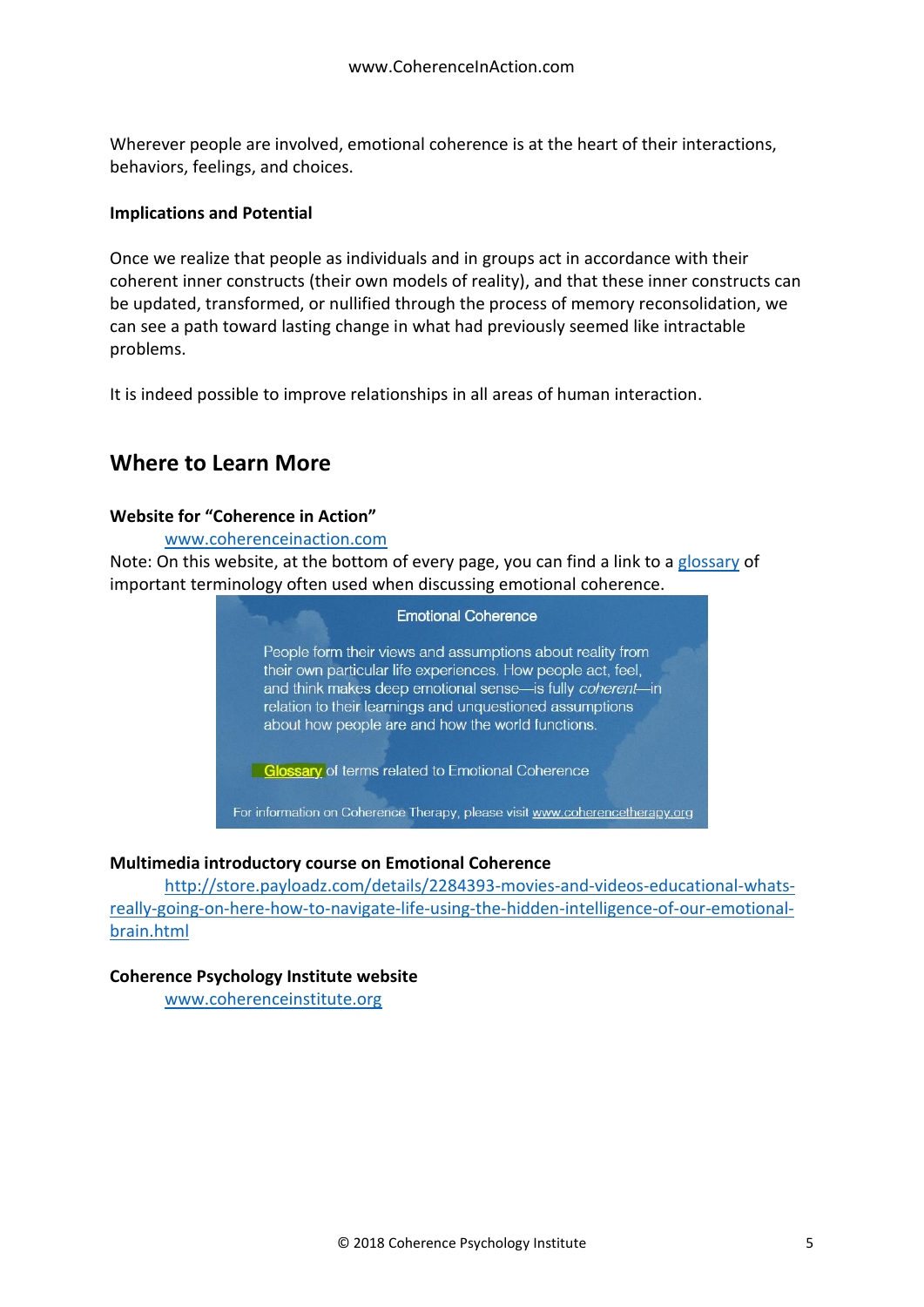Wherever people are involved, emotional coherence is at the heart of their interactions, behaviors, feelings, and choices.

**Implications and Potential**

Once we realize that people as individuals and in groups act in accordance with their coherent inner constructs (their own models of reality), and that these inner constructs can be updated, transformed, or nullified through the process of memory reconsolidation, we can see a path toward lasting change in what had previously seemed like intractable problems.

It is indeed possible to improve relationships in all areas of human interaction.

## Where to Learn More

**Website for "Coherence in Action"**

www.coherenceinaction.com

Note: On this website, at the bottom of every page, you can find a link to a glossary of important terminology often used when discussing emotional coherence.

Emotional Coherence

People form their views and assumptions about reality from their own particular life experiences. How people act, feel, and think makes deep emotional sense—is fully *coherent*—in relation to their learnings and unquestioned assumptions about how people are and how the world functions.

Glossary of terms related to Emotional Coherence

For information on Coherence Therapy, please visit www.coherencetherapy.org

**Multimedia introductory course on Emotional Coherence**

http://store.payloadz.com/details/2284393-movies-and-videos-educational-whats-really-going-on-here-how-to-navigate-life-using-the-hidden-intelligence-of-our-emotional-brain.html

**Coherence Psychology Institute website**

www.coherenceinstitute.org